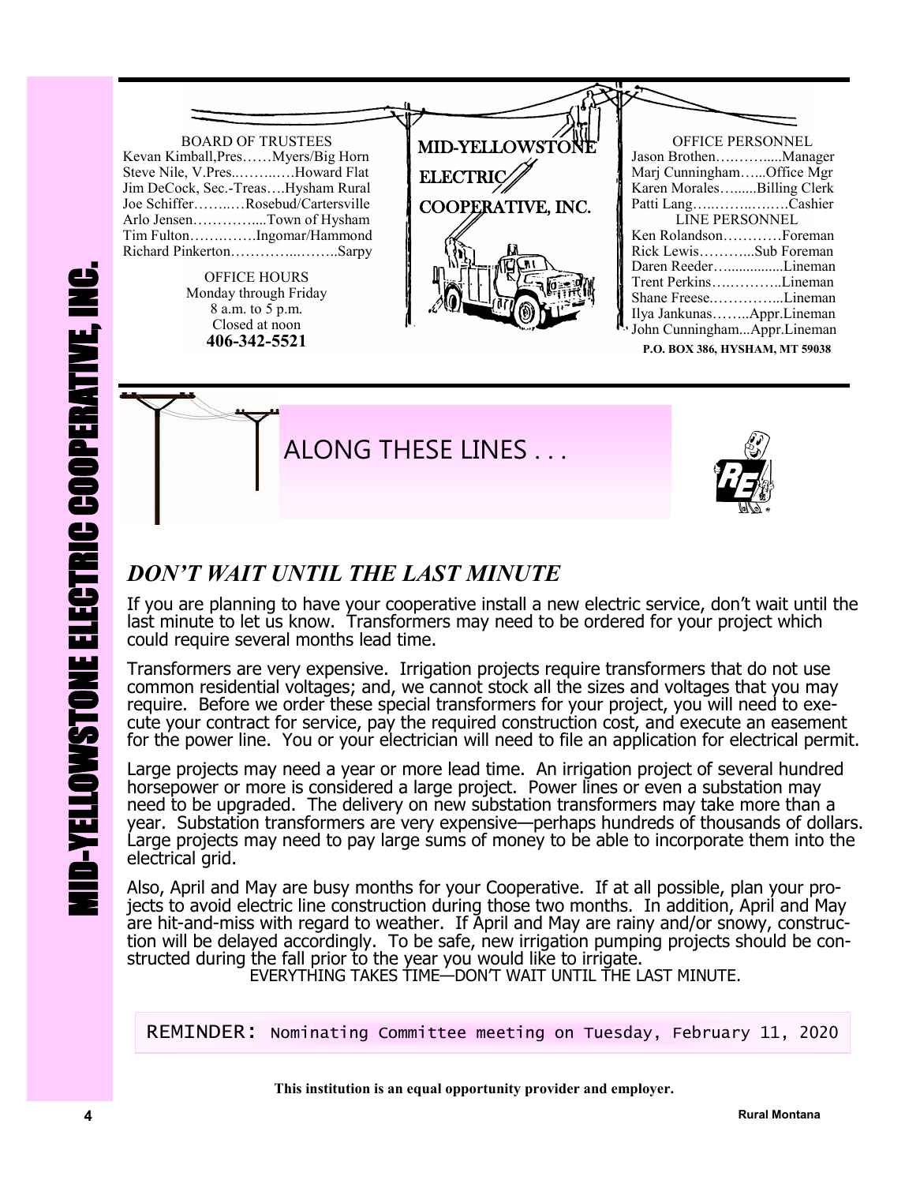# MID-YELLOWSTONE ELECTRIC COOPERATIVE, INC.

**BOARD OF TRUSTEES**

Kevan Kimball, Pres……Myers/Big Horn
Steve Nile, V.Pres..……..….Howard Flat
Jim DeCock, Sec.-Treas….Hysham Rural
Joe Schiffer……..…Rosebud/Cartersville
Arlo Jensen…………....Town of Hysham
Tim Fulton……..…...Ingomar/Hammond
Richard Pinkerton…………...……..Sarpy

**OFFICE HOURS**

Monday through Friday
8 a.m. to 5 p.m.
Closed at noon
**406-342-5521**

**OFFICE PERSONNEL**

Jason Brothen…..……....Manager
Marj Cunningham…...Office Mgr
Karen Morales…......Billing Clerk
Patti Lang…..……..…….Cashier

**LINE PERSONNEL**

Ken Rolandson…………Foreman
Rick Lewis………...Sub Foreman
Daren Reeder…..............Lineman
Trent Perkins…..………..Lineman
Shane Freese.…………...Lineman
Ilya Jankunas……..Appr.Lineman
John Cunningham...Appr.Lineman

**P.O. BOX 386, HYSHAM, MT 59038**

## ALONG THESE LINES . . .

### *DON'T WAIT UNTIL THE LAST MINUTE*

If you are planning to have your cooperative install a new electric service, don't wait until the last minute to let us know. Transformers may need to be ordered for your project which could require several months lead time.

Transformers are very expensive. Irrigation projects require transformers that do not use common residential voltages; and, we cannot stock all the sizes and voltages that you may require. Before we order these special transformers for your project, you will need to execute your contract for service, pay the required construction cost, and execute an easement for the power line. You or your electrician will need to file an application for electrical permit.

Large projects may need a year or more lead time. An irrigation project of several hundred horsepower or more is considered a large project. Power lines or even a substation may need to be upgraded. The delivery on new substation transformers may take more than a year. Substation transformers are very expensive—perhaps hundreds of thousands of dollars. Large projects may need to pay large sums of money to be able to incorporate them into the electrical grid.

Also, April and May are busy months for your Cooperative. If at all possible, plan your projects to avoid electric line construction during those two months. In addition, April and May are hit-and-miss with regard to weather. If April and May are rainy and/or snowy, construction will be delayed accordingly. To be safe, new irrigation pumping projects should be constructed during the fall prior to the year you would like to irrigate.

EVERYTHING TAKES TIME—DON'T WAIT UNTIL THE LAST MINUTE.

REMINDER: Nominating Committee meeting on Tuesday, February 11, 2020

**This institution is an equal opportunity provider and employer.**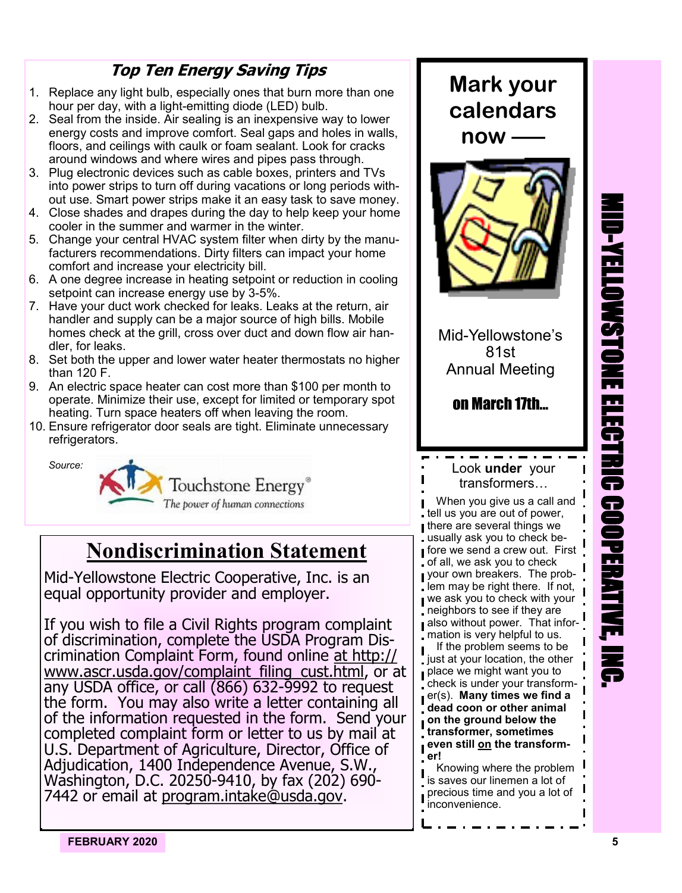### *Top Ten Energy Saving Tips*

1. Replace any light bulb, especially ones that burn more than one hour per day, with a light-emitting diode (LED) bulb.
2. Seal from the inside. Air sealing is an inexpensive way to lower energy costs and improve comfort. Seal gaps and holes in walls, floors, and ceilings with caulk or foam sealant. Look for cracks around windows and where wires and pipes pass through.
3. Plug electronic devices such as cable boxes, printers and TVs into power strips to turn off during vacations or long periods without use. Smart power strips make it an easy task to save money.
4. Close shades and drapes during the day to help keep your home cooler in the summer and warmer in the winter.
5. Change your central HVAC system filter when dirty by the manufacturers recommendations. Dirty filters can impact your home comfort and increase your electricity bill.
6. A one degree increase in heating setpoint or reduction in cooling setpoint can increase energy use by 3-5%.
7. Have your duct work checked for leaks. Leaks at the return, air handler and supply can be a major source of high bills. Mobile homes check at the grill, cross over duct and down flow air handler, for leaks.
8. Set both the upper and lower water heater thermostats no higher than 120 F.
9. An electric space heater can cost more than $100 per month to operate. Minimize their use, except for limited or temporary spot heating. Turn space heaters off when leaving the room.
10. Ensure refrigerator door seals are tight. Eliminate unnecessary refrigerators.

*Source:* Touchstone Energy® *The power of human connections*

# Nondiscrimination Statement

Mid-Yellowstone Electric Cooperative, Inc. is an equal opportunity provider and employer.

If you wish to file a Civil Rights program complaint of discrimination, complete the USDA Program Discrimination Complaint Form, found online at http://www.ascr.usda.gov/complaint_filing_cust.html, or at any USDA office, or call (866) 632-9992 to request the form. You may also write a letter containing all of the information requested in the form. Send your completed complaint form or letter to us by mail at U.S. Department of Agriculture, Director, Office of Adjudication, 1400 Independence Avenue, S.W., Washington, D.C. 20250-9410, by fax (202) 690-7442 or email at program.intake@usda.gov.

## Mark your calendars now —

Mid-Yellowstone's 81st Annual Meeting

**on March 17th...**

### Look **under** your transformers…

When you give us a call and tell us you are out of power, there are several things we usually ask you to check before we send a crew out. First of all, we ask you to check your own breakers. The problem may be right there. If not, we ask you to check with your neighbors to see if they are also without power. That information is very helpful to us.

If the problem seems to be just at your location, the other place we might want you to check is under your transformer(s). **Many times we find a dead coon or other animal on the ground below the transformer, sometimes even still <u>on</u> the transformer!**

Knowing where the problem is saves our linemen a lot of precious time and you a lot of inconvenience.

MID-YELLOWSTONE ELECTRIC COOPERATIVE, INC.

FEBRUARY 2020